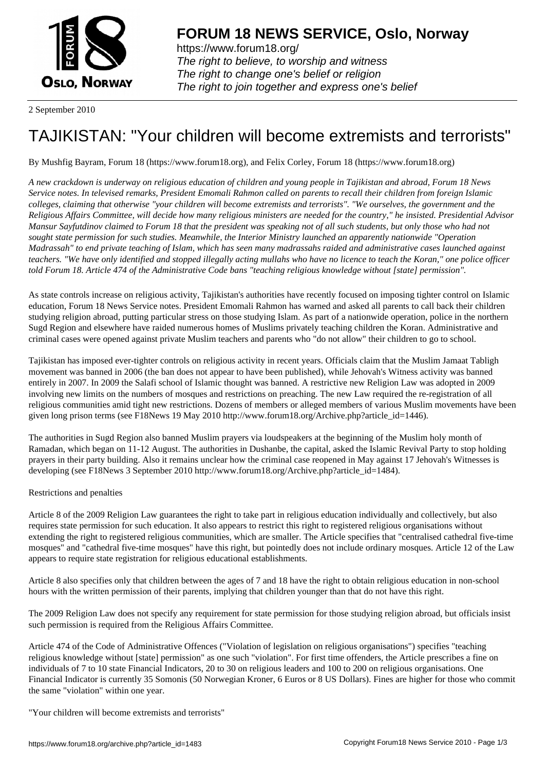**FORUM 18 NEWS SERVICE, Oslo, Norway**

https://www.forum18.org/
*The right to believe, to worship and witness*
*The right to change one's belief or religion*
*The right to join together and express one's belief*

2 September 2010

# TAJIKISTAN: "Your children will become extremists and terrorists"

By Mushfig Bayram, Forum 18 (https://www.forum18.org), and Felix Corley, Forum 18 (https://www.forum18.org)

*A new crackdown is underway on religious education of children and young people in Tajikistan and abroad, Forum 18 News Service notes. In televised remarks, President Emomali Rahmon called on parents to recall their children from foreign Islamic colleges, claiming that otherwise "your children will become extremists and terrorists". "We ourselves, the government and the Religious Affairs Committee, will decide how many religious ministers are needed for the country," he insisted. Presidential Advisor Mansur Sayfutdinov claimed to Forum 18 that the president was speaking not of all such students, but only those who had not sought state permission for such studies. Meanwhile, the Interior Ministry launched an apparently nationwide "Operation Madrassah" to end private teaching of Islam, which has seen many madrassahs raided and administrative cases launched against teachers. "We have only identified and stopped illegally acting mullahs who have no licence to teach the Koran," one police officer told Forum 18. Article 474 of the Administrative Code bans "teaching religious knowledge without [state] permission".*

As state controls increase on religious activity, Tajikistan's authorities have recently focused on imposing tighter control on Islamic education, Forum 18 News Service notes. President Emomali Rahmon has warned and asked all parents to call back their children studying religion abroad, putting particular stress on those studying Islam. As part of a nationwide operation, police in the northern Sugd Region and elsewhere have raided numerous homes of Muslims privately teaching children the Koran. Administrative and criminal cases were opened against private Muslim teachers and parents who "do not allow" their children to go to school.

Tajikistan has imposed ever-tighter controls on religious activity in recent years. Officials claim that the Muslim Jamaat Tabligh movement was banned in 2006 (the ban does not appear to have been published), while Jehovah's Witness activity was banned entirely in 2007. In 2009 the Salafi school of Islamic thought was banned. A restrictive new Religion Law was adopted in 2009 involving new limits on the numbers of mosques and restrictions on preaching. The new Law required the re-registration of all religious communities amid tight new restrictions. Dozens of members or alleged members of various Muslim movements have been given long prison terms (see F18News 19 May 2010 http://www.forum18.org/Archive.php?article_id=1446).

The authorities in Sugd Region also banned Muslim prayers via loudspeakers at the beginning of the Muslim holy month of Ramadan, which began on 11-12 August. The authorities in Dushanbe, the capital, asked the Islamic Revival Party to stop holding prayers in their party building. Also it remains unclear how the criminal case reopened in May against 17 Jehovah's Witnesses is developing (see F18News 3 September 2010 http://www.forum18.org/Archive.php?article_id=1484).

## Restrictions and penalties

Article 8 of the 2009 Religion Law guarantees the right to take part in religious education individually and collectively, but also requires state permission for such education. It also appears to restrict this right to registered religious organisations without extending the right to registered religious communities, which are smaller. The Article specifies that "centralised cathedral five-time mosques" and "cathedral five-time mosques" have this right, but pointedly does not include ordinary mosques. Article 12 of the Law appears to require state registration for religious educational establishments.

Article 8 also specifies only that children between the ages of 7 and 18 have the right to obtain religious education in non-school hours with the written permission of their parents, implying that children younger than that do not have this right.

The 2009 Religion Law does not specify any requirement for state permission for those studying religion abroad, but officials insist such permission is required from the Religious Affairs Committee.

Article 474 of the Code of Administrative Offences ("Violation of legislation on religious organisations") specifies "teaching religious knowledge without [state] permission" as one such "violation". For first time offenders, the Article prescribes a fine on individuals of 7 to 10 state Financial Indicators, 20 to 30 on religious leaders and 100 to 200 on religious organisations. One Financial Indicator is currently 35 Somonis (50 Norwegian Kroner, 6 Euros or 8 US Dollars). Fines are higher for those who commit the same "violation" within one year.

## "Your children will become extremists and terrorists"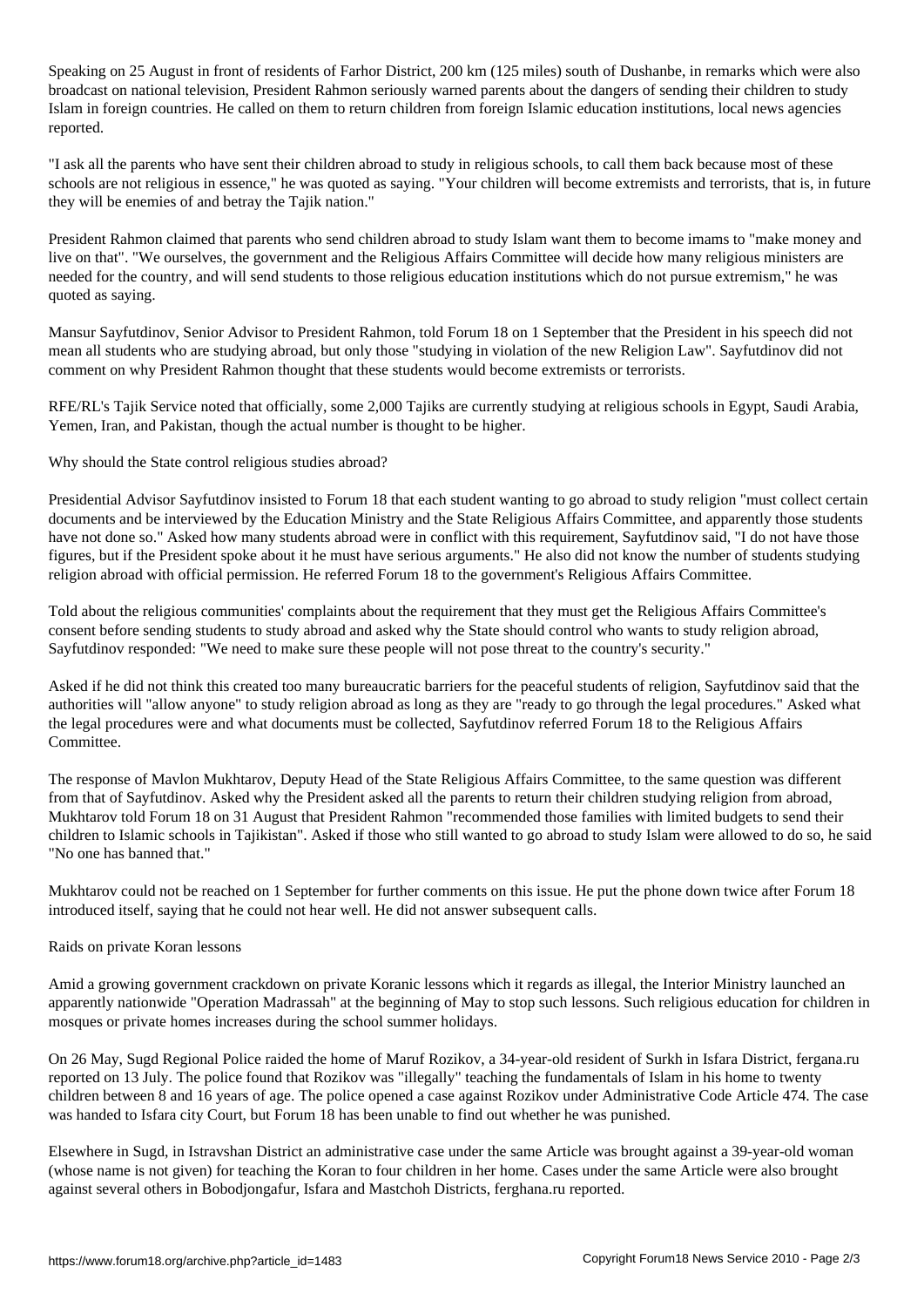Speaking on 25 August in front of residents of Farhor District, 200 km (125 miles) south of Dushanbe, in remarks which were also broadcast on national television, President Rahmon seriously warned parents about the dangers of sending their children to study Islam in foreign countries. He called on them to return children from foreign Islamic education institutions, local news agencies reported.

"I ask all the parents who have sent their children abroad to study in religious schools, to call them back because most of these schools are not religious in essence," he was quoted as saying. "Your children will become extremists and terrorists, that is, in future they will be enemies of and betray the Tajik nation."

President Rahmon claimed that parents who send children abroad to study Islam want them to become imams to "make money and live on that". "We ourselves, the government and the Religious Affairs Committee will decide how many religious ministers are needed for the country, and will send students to those religious education institutions which do not pursue extremism," he was quoted as saying.

Mansur Sayfutdinov, Senior Advisor to President Rahmon, told Forum 18 on 1 September that the President in his speech did not mean all students who are studying abroad, but only those "studying in violation of the new Religion Law". Sayfutdinov did not comment on why President Rahmon thought that these students would become extremists or terrorists.

RFE/RL's Tajik Service noted that officially, some 2,000 Tajiks are currently studying at religious schools in Egypt, Saudi Arabia, Yemen, Iran, and Pakistan, though the actual number is thought to be higher.

## Why should the State control religious studies abroad?

Presidential Advisor Sayfutdinov insisted to Forum 18 that each student wanting to go abroad to study religion "must collect certain documents and be interviewed by the Education Ministry and the State Religious Affairs Committee, and apparently those students have not done so." Asked how many students abroad were in conflict with this requirement, Sayfutdinov said, "I do not have those figures, but if the President spoke about it he must have serious arguments." He also did not know the number of students studying religion abroad with official permission. He referred Forum 18 to the government's Religious Affairs Committee.

Told about the religious communities' complaints about the requirement that they must get the Religious Affairs Committee's consent before sending students to study abroad and asked why the State should control who wants to study religion abroad, Sayfutdinov responded: "We need to make sure these people will not pose threat to the country's security."

Asked if he did not think this created too many bureaucratic barriers for the peaceful students of religion, Sayfutdinov said that the authorities will "allow anyone" to study religion abroad as long as they are "ready to go through the legal procedures." Asked what the legal procedures were and what documents must be collected, Sayfutdinov referred Forum 18 to the Religious Affairs Committee.

The response of Mavlon Mukhtarov, Deputy Head of the State Religious Affairs Committee, to the same question was different from that of Sayfutdinov. Asked why the President asked all the parents to return their children studying religion from abroad, Mukhtarov told Forum 18 on 31 August that President Rahmon "recommended those families with limited budgets to send their children to Islamic schools in Tajikistan". Asked if those who still wanted to go abroad to study Islam were allowed to do so, he said "No one has banned that."

Mukhtarov could not be reached on 1 September for further comments on this issue. He put the phone down twice after Forum 18 introduced itself, saying that he could not hear well. He did not answer subsequent calls.

## Raids on private Koran lessons

Amid a growing government crackdown on private Koranic lessons which it regards as illegal, the Interior Ministry launched an apparently nationwide "Operation Madrassah" at the beginning of May to stop such lessons. Such religious education for children in mosques or private homes increases during the school summer holidays.

On 26 May, Sugd Regional Police raided the home of Maruf Rozikov, a 34-year-old resident of Surkh in Isfara District, fergana.ru reported on 13 July. The police found that Rozikov was "illegally" teaching the fundamentals of Islam in his home to twenty children between 8 and 16 years of age. The police opened a case against Rozikov under Administrative Code Article 474. The case was handed to Isfara city Court, but Forum 18 has been unable to find out whether he was punished.

Elsewhere in Sugd, in Istravshan District an administrative case under the same Article was brought against a 39-year-old woman (whose name is not given) for teaching the Koran to four children in her home. Cases under the same Article were also brought against several others in Bobodjongafur, Isfara and Mastchoh Districts, ferghana.ru reported.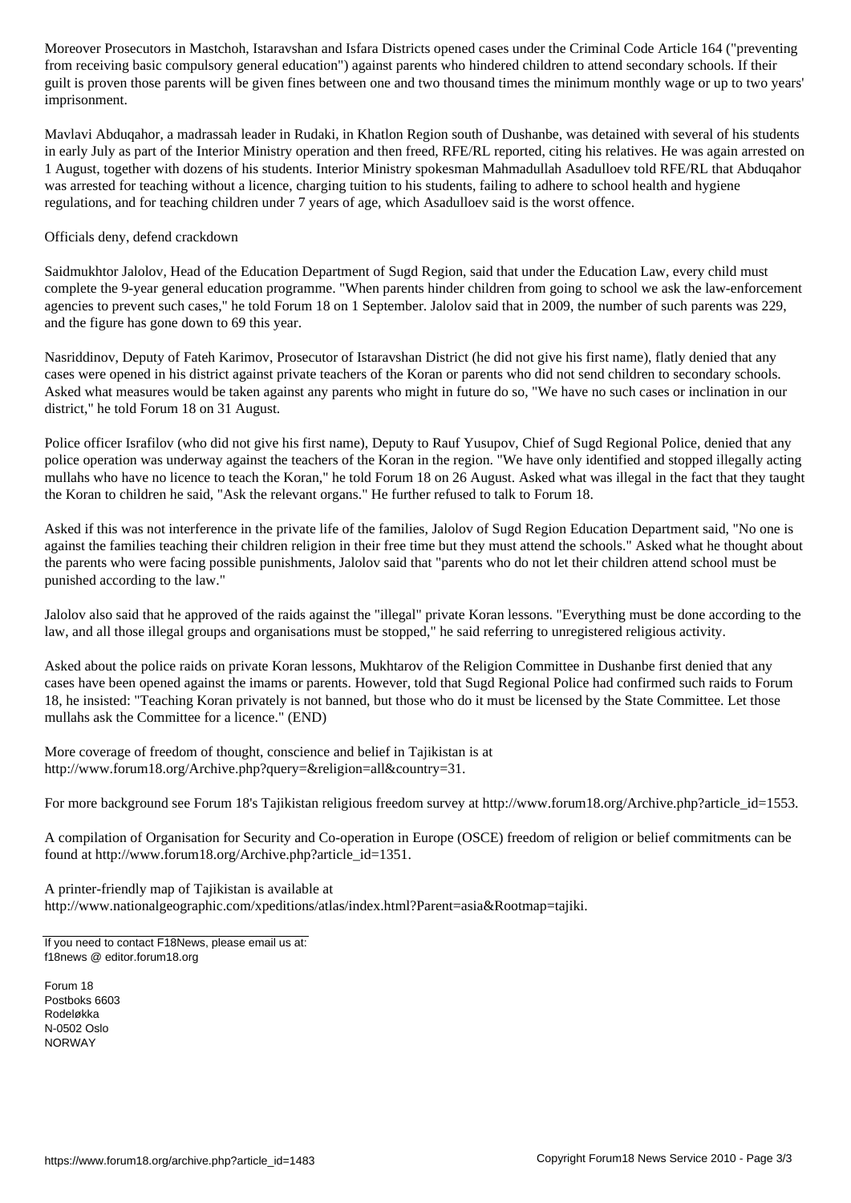Moreover Prosecutors in Mastchoh, Istaravshan and Isfara Districts opened cases under the Criminal Code Article 164 ("preventing from receiving basic compulsory general education") against parents who hindered children to attend secondary schools. If their guilt is proven those parents will be given fines between one and two thousand times the minimum monthly wage or up to two years' imprisonment.

Mavlavi Abduqahor, a madrassah leader in Rudaki, in Khatlon Region south of Dushanbe, was detained with several of his students in early July as part of the Interior Ministry operation and then freed, RFE/RL reported, citing his relatives. He was again arrested on 1 August, together with dozens of his students. Interior Ministry spokesman Mahmadullah Asadulloev told RFE/RL that Abduqahor was arrested for teaching without a licence, charging tuition to his students, failing to adhere to school health and hygiene regulations, and for teaching children under 7 years of age, which Asadulloev said is the worst offence.

Officials deny, defend crackdown

Saidmukhtor Jalolov, Head of the Education Department of Sugd Region, said that under the Education Law, every child must complete the 9-year general education programme. "When parents hinder children from going to school we ask the law-enforcement agencies to prevent such cases," he told Forum 18 on 1 September. Jalolov said that in 2009, the number of such parents was 229, and the figure has gone down to 69 this year.

Nasriddinov, Deputy of Fateh Karimov, Prosecutor of Istaravshan District (he did not give his first name), flatly denied that any cases were opened in his district against private teachers of the Koran or parents who did not send children to secondary schools. Asked what measures would be taken against any parents who might in future do so, "We have no such cases or inclination in our district," he told Forum 18 on 31 August.

Police officer Israfilov (who did not give his first name), Deputy to Rauf Yusupov, Chief of Sugd Regional Police, denied that any police operation was underway against the teachers of the Koran in the region. "We have only identified and stopped illegally acting mullahs who have no licence to teach the Koran," he told Forum 18 on 26 August. Asked what was illegal in the fact that they taught the Koran to children he said, "Ask the relevant organs." He further refused to talk to Forum 18.

Asked if this was not interference in the private life of the families, Jalolov of Sugd Region Education Department said, "No one is against the families teaching their children religion in their free time but they must attend the schools." Asked what he thought about the parents who were facing possible punishments, Jalolov said that "parents who do not let their children attend school must be punished according to the law."

Jalolov also said that he approved of the raids against the "illegal" private Koran lessons. "Everything must be done according to the law, and all those illegal groups and organisations must be stopped," he said referring to unregistered religious activity.

Asked about the police raids on private Koran lessons, Mukhtarov of the Religion Committee in Dushanbe first denied that any cases have been opened against the imams or parents. However, told that Sugd Regional Police had confirmed such raids to Forum 18, he insisted: "Teaching Koran privately is not banned, but those who do it must be licensed by the State Committee. Let those mullahs ask the Committee for a licence." (END)

More coverage of freedom of thought, conscience and belief in Tajikistan is at http://www.forum18.org/Archive.php?query=&religion=all&country=31.

For more background see Forum 18's Tajikistan religious freedom survey at http://www.forum18.org/Archive.php?article_id=1553.

A compilation of Organisation for Security and Co-operation in Europe (OSCE) freedom of religion or belief commitments can be found at http://www.forum18.org/Archive.php?article_id=1351.

A printer-friendly map of Tajikistan is available at http://www.nationalgeographic.com/xpeditions/atlas/index.html?Parent=asia&Rootmap=tajiki.

If you need to contact F18News, please email us at:
f18news @ editor.forum18.org

Forum 18
Postboks 6603
Rodeløkka
N-0502 Oslo
NORWAY